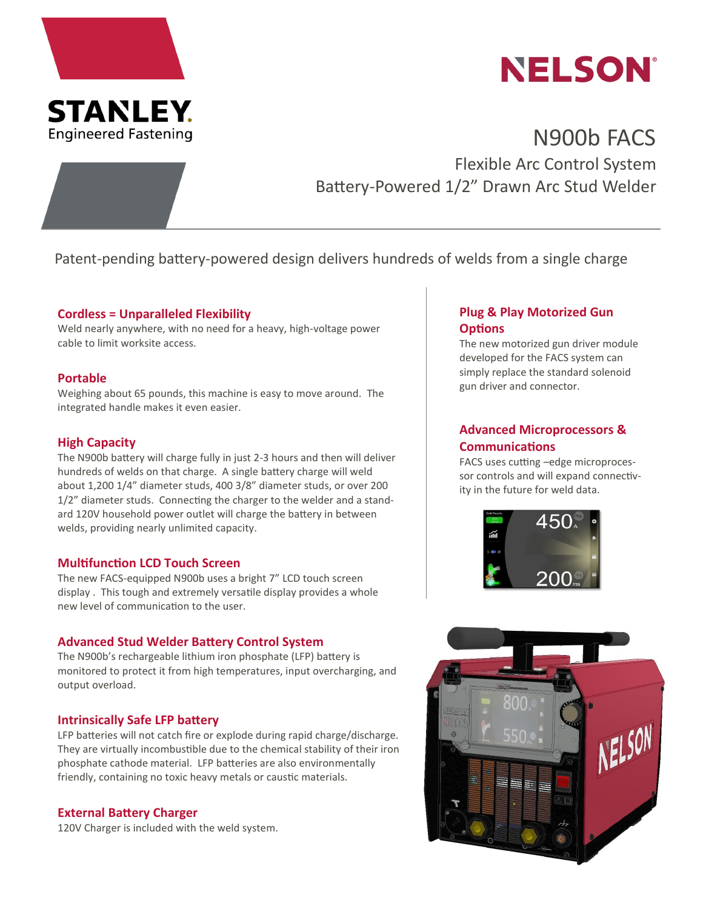STANLEY Engineered Fastening

NELSON

# N900b FACS

## Flexible Arc Control System
## Battery-Powered 1/2" Drawn Arc Stud Welder

Patent-pending battery-powered design delivers hundreds of welds from a single charge

### Cordless = Unparalleled Flexibility

Weld nearly anywhere, with no need for a heavy, high-voltage power cable to limit worksite access.

### Portable

Weighing about 65 pounds, this machine is easy to move around. The integrated handle makes it even easier.

### High Capacity

The N900b battery will charge fully in just 2-3 hours and then will deliver hundreds of welds on that charge. A single battery charge will weld about 1,200 1/4" diameter studs, 400 3/8" diameter studs, or over 200 1/2" diameter studs. Connecting the charger to the welder and a standard 120V household power outlet will charge the battery in between welds, providing nearly unlimited capacity.

### Multifunction LCD Touch Screen

The new FACS-equipped N900b uses a bright 7" LCD touch screen display . This tough and extremely versatile display provides a whole new level of communication to the user.

### Advanced Stud Welder Battery Control System

The N900b's rechargeable lithium iron phosphate (LFP) battery is monitored to protect it from high temperatures, input overcharging, and output overload.

### Intrinsically Safe LFP battery

LFP batteries will not catch fire or explode during rapid charge/discharge. They are virtually incombustible due to the chemical stability of their iron phosphate cathode material. LFP batteries are also environmentally friendly, containing no toxic heavy metals or caustic materials.

### External Battery Charger

120V Charger is included with the weld system.

### Plug & Play Motorized Gun Options

The new motorized gun driver module developed for the FACS system can simply replace the standard solenoid gun driver and connector.

### Advanced Microprocessors & Communications

FACS uses cutting –edge microprocessor controls and will expand connectivity in the future for weld data.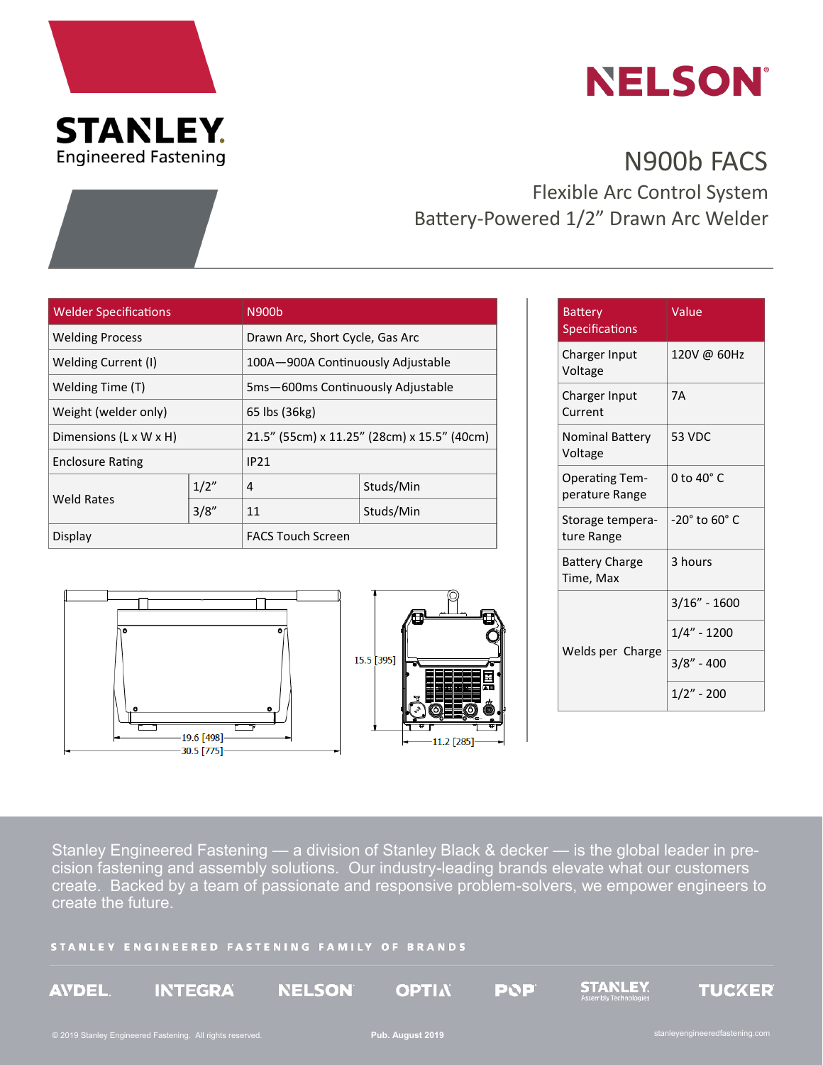# N900b FACS

## Flexible Arc Control System
## Battery-Powered 1/2" Drawn Arc Welder

| Welder Specifications | N900b | | |
|---|---|---|---|
| Welding Process | Drawn Arc, Short Cycle, Gas Arc | | |
| Welding Current (I) | 100A—900A Continuously Adjustable | | |
| Welding Time (T) | 5ms—600ms Continuously Adjustable | | |
| Weight (welder only) | 65 lbs (36kg) | | |
| Dimensions (L x W x H) | 21.5" (55cm) x 11.25" (28cm) x 15.5" (40cm) | | |
| Enclosure Rating | IP21 | | |
| Weld Rates | 1/2" | 4 | Studs/Min |
| | 3/8" | 11 | Studs/Min |
| Display | FACS Touch Screen | | |

19.6 [498]
30.5 [775]
15.5 [395]
11.2 [285]

| Battery Specifications | Value |
|---|---|
| Charger Input Voltage | 120V @ 60Hz |
| Charger Input Current | 7A |
| Nominal Battery Voltage | 53 VDC |
| Operating Temperature Range | 0 to 40° C |
| Storage temperature Range | -20° to 60° C |
| Battery Charge Time, Max | 3 hours |
| Welds per Charge | 3/16" - 1600 |
| | 1/4" - 1200 |
| | 3/8" - 400 |
| | 1/2" - 200 |

Stanley Engineered Fastening — a division of Stanley Black & decker — is the global leader in precision fastening and assembly solutions. Our industry-leading brands elevate what our customers create. Backed by a team of passionate and responsive problem-solvers, we empower engineers to create the future.

STANLEY ENGINEERED FASTENING FAMILY OF BRANDS

AVDEL. INTEGRA NELSON OPTIA POP STANLEY Assembly Technologies TUCKER

© 2019 Stanley Engineered Fastening. All rights reserved.

Pub. August 2019

stanleyengineeredfastening.com